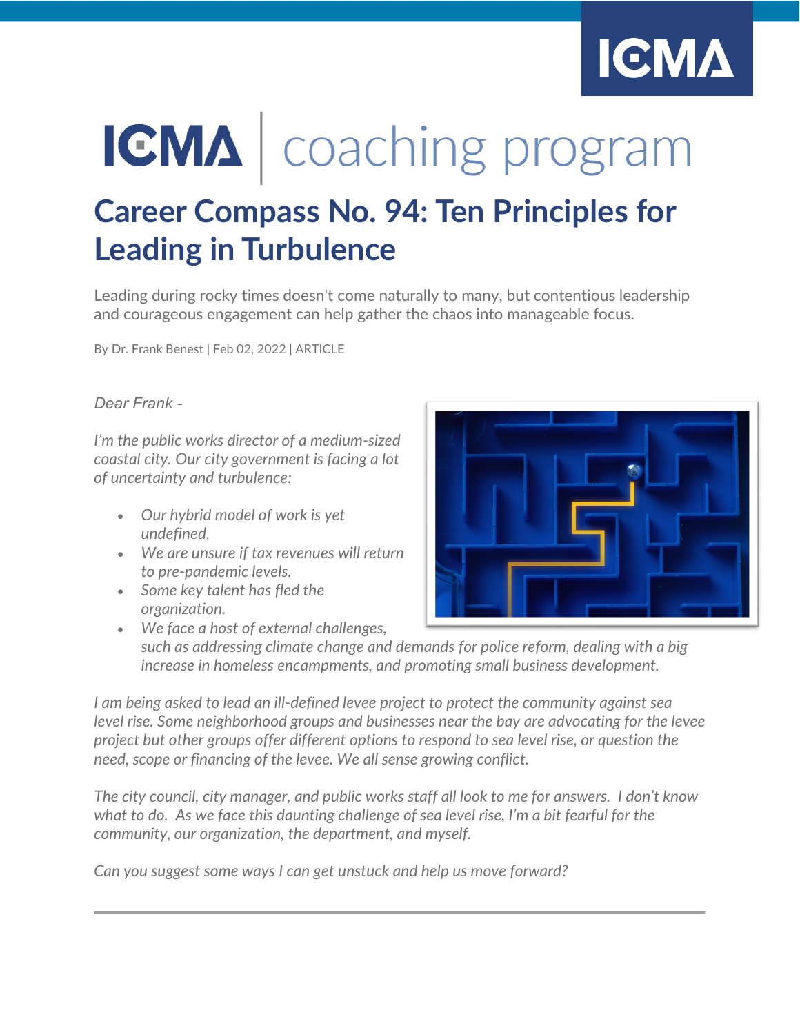ICMA | coaching program

# Career Compass No. 94: Ten Principles for Leading in Turbulence

Leading during rocky times doesn't come naturally to many, but contentious leadership and courageous engagement can help gather the chaos into manageable focus.

By Dr. Frank Benest | Feb 02, 2022 | ARTICLE

*Dear Frank -*

*I'm the public works director of a medium-sized coastal city. Our city government is facing a lot of uncertainty and turbulence:*

- *Our hybrid model of work is yet undefined.*
- *We are unsure if tax revenues will return to pre-pandemic levels.*
- *Some key talent has fled the organization.*
- *We face a host of external challenges, such as addressing climate change and demands for police reform, dealing with a big increase in homeless encampments, and promoting small business development.*

*I am being asked to lead an ill-defined levee project to protect the community against sea level rise. Some neighborhood groups and businesses near the bay are advocating for the levee project but other groups offer different options to respond to sea level rise, or question the need, scope or financing of the levee. We all sense growing conflict.*

*The city council, city manager, and public works staff all look to me for answers. I don't know what to do. As we face this daunting challenge of sea level rise, I'm a bit fearful for the community, our organization, the department, and myself.*

*Can you suggest some ways I can get unstuck and help us move forward?*

---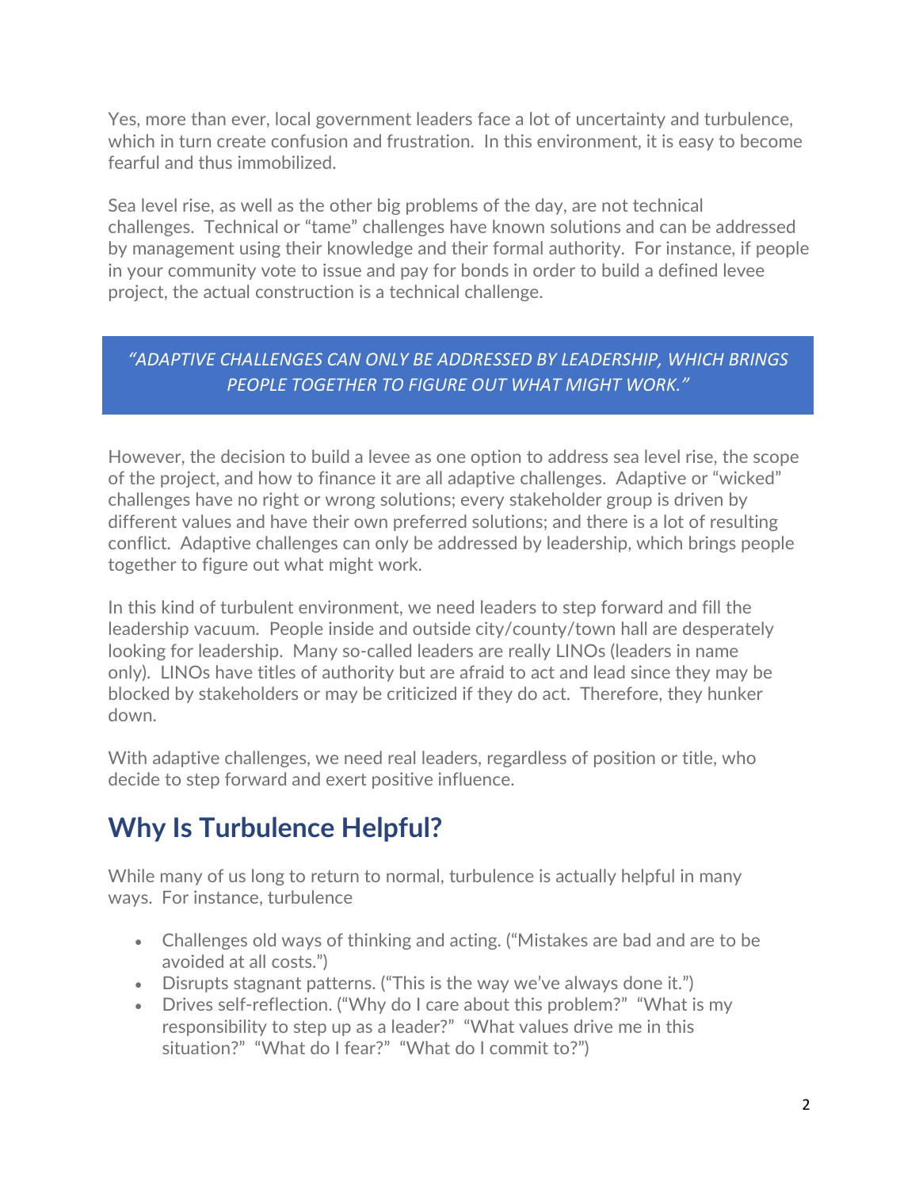Yes, more than ever, local government leaders face a lot of uncertainty and turbulence, which in turn create confusion and frustration. In this environment, it is easy to become fearful and thus immobilized.

Sea level rise, as well as the other big problems of the day, are not technical challenges. Technical or "tame" challenges have known solutions and can be addressed by management using their knowledge and their formal authority. For instance, if people in your community vote to issue and pay for bonds in order to build a defined levee project, the actual construction is a technical challenge.

> *"ADAPTIVE CHALLENGES CAN ONLY BE ADDRESSED BY LEADERSHIP, WHICH BRINGS PEOPLE TOGETHER TO FIGURE OUT WHAT MIGHT WORK."*

However, the decision to build a levee as one option to address sea level rise, the scope of the project, and how to finance it are all adaptive challenges. Adaptive or "wicked" challenges have no right or wrong solutions; every stakeholder group is driven by different values and have their own preferred solutions; and there is a lot of resulting conflict. Adaptive challenges can only be addressed by leadership, which brings people together to figure out what might work.

In this kind of turbulent environment, we need leaders to step forward and fill the leadership vacuum. People inside and outside city/county/town hall are desperately looking for leadership. Many so-called leaders are really LINOs (leaders in name only). LINOs have titles of authority but are afraid to act and lead since they may be blocked by stakeholders or may be criticized if they do act. Therefore, they hunker down.

With adaptive challenges, we need real leaders, regardless of position or title, who decide to step forward and exert positive influence.

## Why Is Turbulence Helpful?

While many of us long to return to normal, turbulence is actually helpful in many ways. For instance, turbulence

- Challenges old ways of thinking and acting. ("Mistakes are bad and are to be avoided at all costs.")
- Disrupts stagnant patterns. ("This is the way we've always done it.")
- Drives self-reflection. ("Why do I care about this problem?" "What is my responsibility to step up as a leader?" "What values drive me in this situation?" "What do I fear?" "What do I commit to?")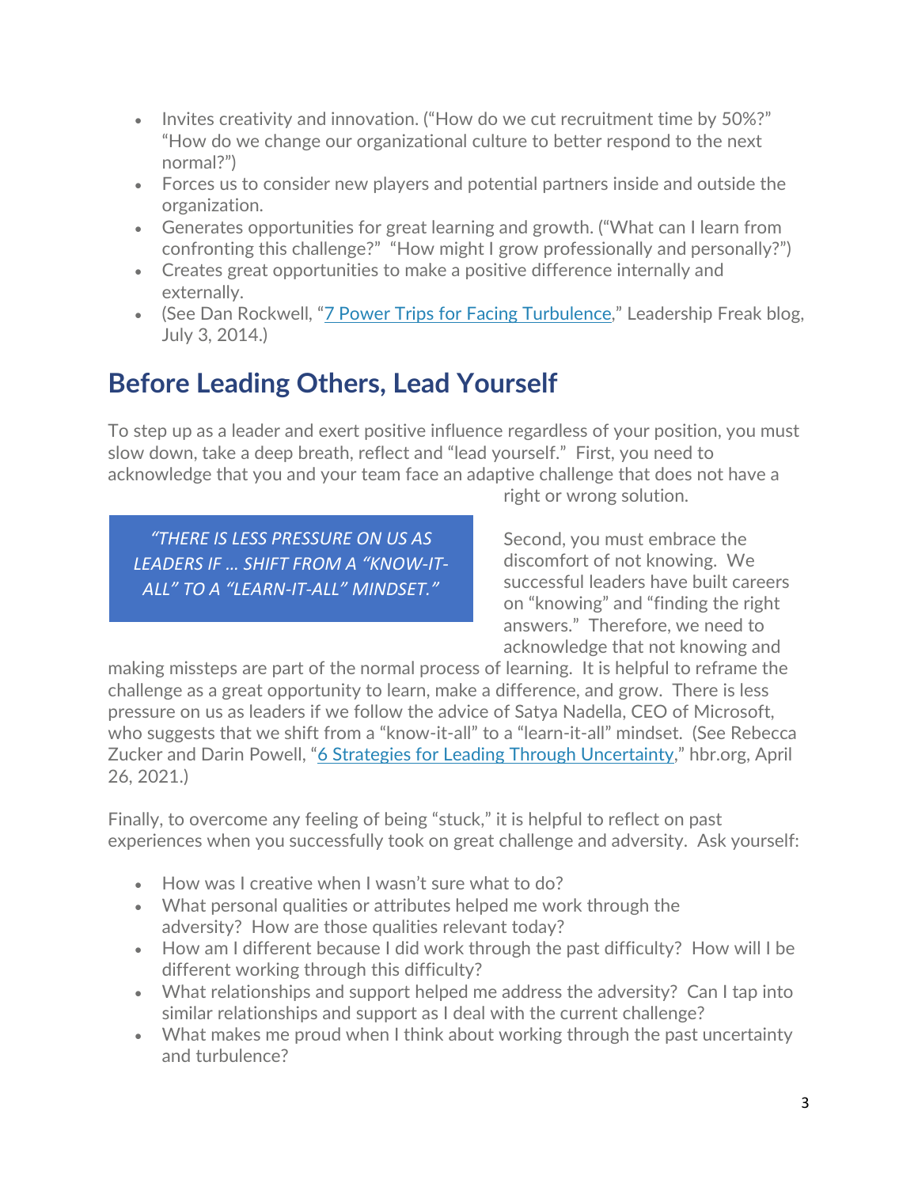- Invites creativity and innovation. ("How do we cut recruitment time by 50%?" "How do we change our organizational culture to better respond to the next normal?")
- Forces us to consider new players and potential partners inside and outside the organization.
- Generates opportunities for great learning and growth. ("What can I learn from confronting this challenge?" "How might I grow professionally and personally?")
- Creates great opportunities to make a positive difference internally and externally.
- (See Dan Rockwell, "[7 Power Trips for Facing Turbulence](#)," Leadership Freak blog, July 3, 2014.)

## Before Leading Others, Lead Yourself

To step up as a leader and exert positive influence regardless of your position, you must slow down, take a deep breath, reflect and "lead yourself." First, you need to acknowledge that you and your team face an adaptive challenge that does not have a right or wrong solution.

> *"THERE IS LESS PRESSURE ON US AS LEADERS IF … SHIFT FROM A "KNOW-IT-ALL" TO A "LEARN-IT-ALL" MINDSET."*

Second, you must embrace the discomfort of not knowing. We successful leaders have built careers on "knowing" and "finding the right answers." Therefore, we need to acknowledge that not knowing and making missteps are part of the normal process of learning. It is helpful to reframe the challenge as a great opportunity to learn, make a difference, and grow. There is less pressure on us as leaders if we follow the advice of Satya Nadella, CEO of Microsoft, who suggests that we shift from a "know-it-all" to a "learn-it-all" mindset. (See Rebecca Zucker and Darin Powell, "[6 Strategies for Leading Through Uncertainty](#)," hbr.org, April 26, 2021.)

Finally, to overcome any feeling of being "stuck," it is helpful to reflect on past experiences when you successfully took on great challenge and adversity. Ask yourself:

- How was I creative when I wasn't sure what to do?
- What personal qualities or attributes helped me work through the adversity? How are those qualities relevant today?
- How am I different because I did work through the past difficulty? How will I be different working through this difficulty?
- What relationships and support helped me address the adversity? Can I tap into similar relationships and support as I deal with the current challenge?
- What makes me proud when I think about working through the past uncertainty and turbulence?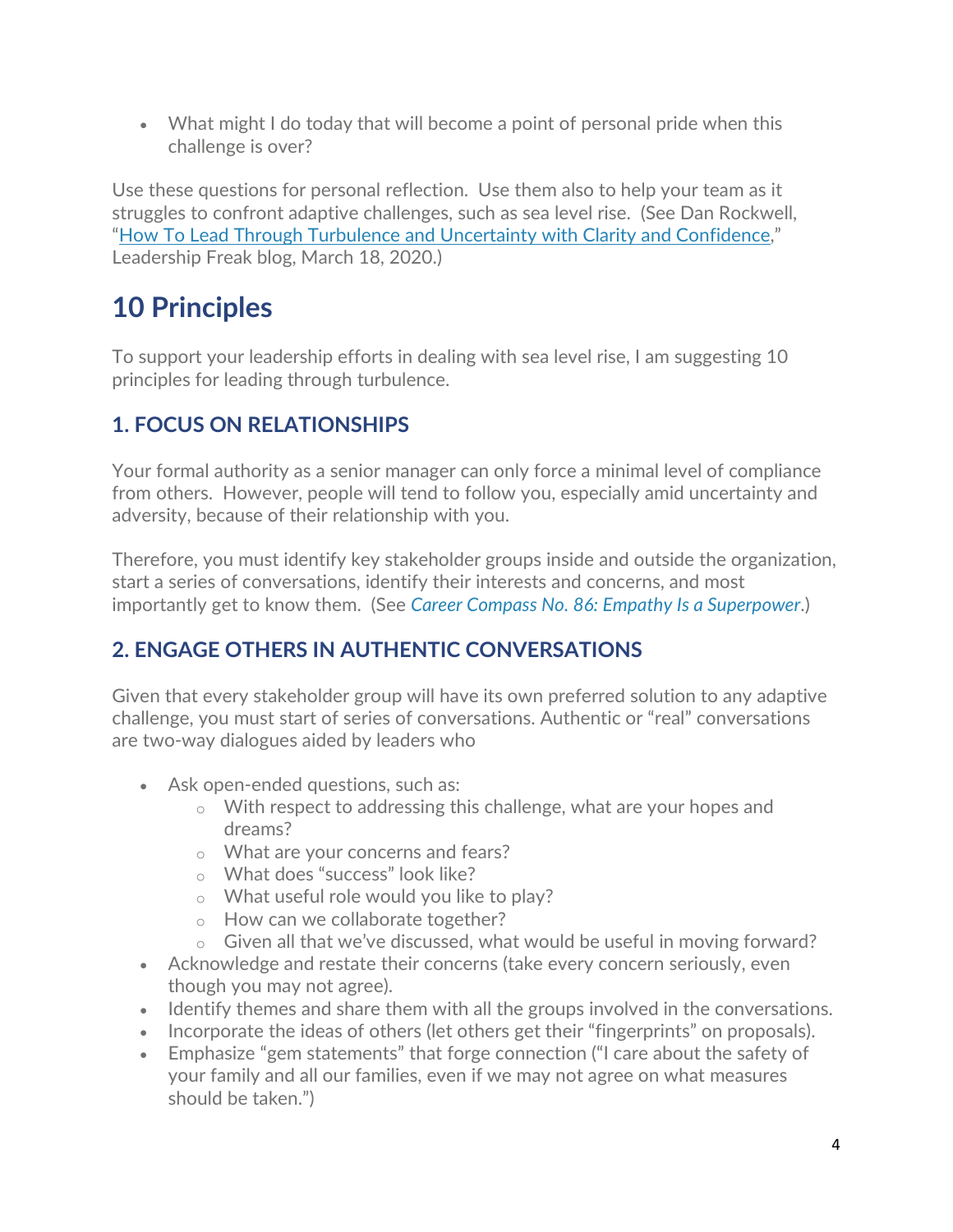- What might I do today that will become a point of personal pride when this challenge is over?

Use these questions for personal reflection. Use them also to help your team as it struggles to confront adaptive challenges, such as sea level rise. (See Dan Rockwell, "[How To Lead Through Turbulence and Uncertainty with Clarity and Confidence](),” Leadership Freak blog, March 18, 2020.)

# 10 Principles

To support your leadership efforts in dealing with sea level rise, I am suggesting 10 principles for leading through turbulence.

## 1. FOCUS ON RELATIONSHIPS

Your formal authority as a senior manager can only force a minimal level of compliance from others. However, people will tend to follow you, especially amid uncertainty and adversity, because of their relationship with you.

Therefore, you must identify key stakeholder groups inside and outside the organization, start a series of conversations, identify their interests and concerns, and most importantly get to know them. (See *Career Compass No. 86: Empathy Is a Superpower*.)

## 2. ENGAGE OTHERS IN AUTHENTIC CONVERSATIONS

Given that every stakeholder group will have its own preferred solution to any adaptive challenge, you must start of series of conversations. Authentic or "real" conversations are two-way dialogues aided by leaders who

- Ask open-ended questions, such as:
  - With respect to addressing this challenge, what are your hopes and dreams?
  - What are your concerns and fears?
  - What does "success" look like?
  - What useful role would you like to play?
  - How can we collaborate together?
  - Given all that we've discussed, what would be useful in moving forward?
- Acknowledge and restate their concerns (take every concern seriously, even though you may not agree).
- Identify themes and share them with all the groups involved in the conversations.
- Incorporate the ideas of others (let others get their "fingerprints" on proposals).
- Emphasize "gem statements" that forge connection ("I care about the safety of your family and all our families, even if we may not agree on what measures should be taken.")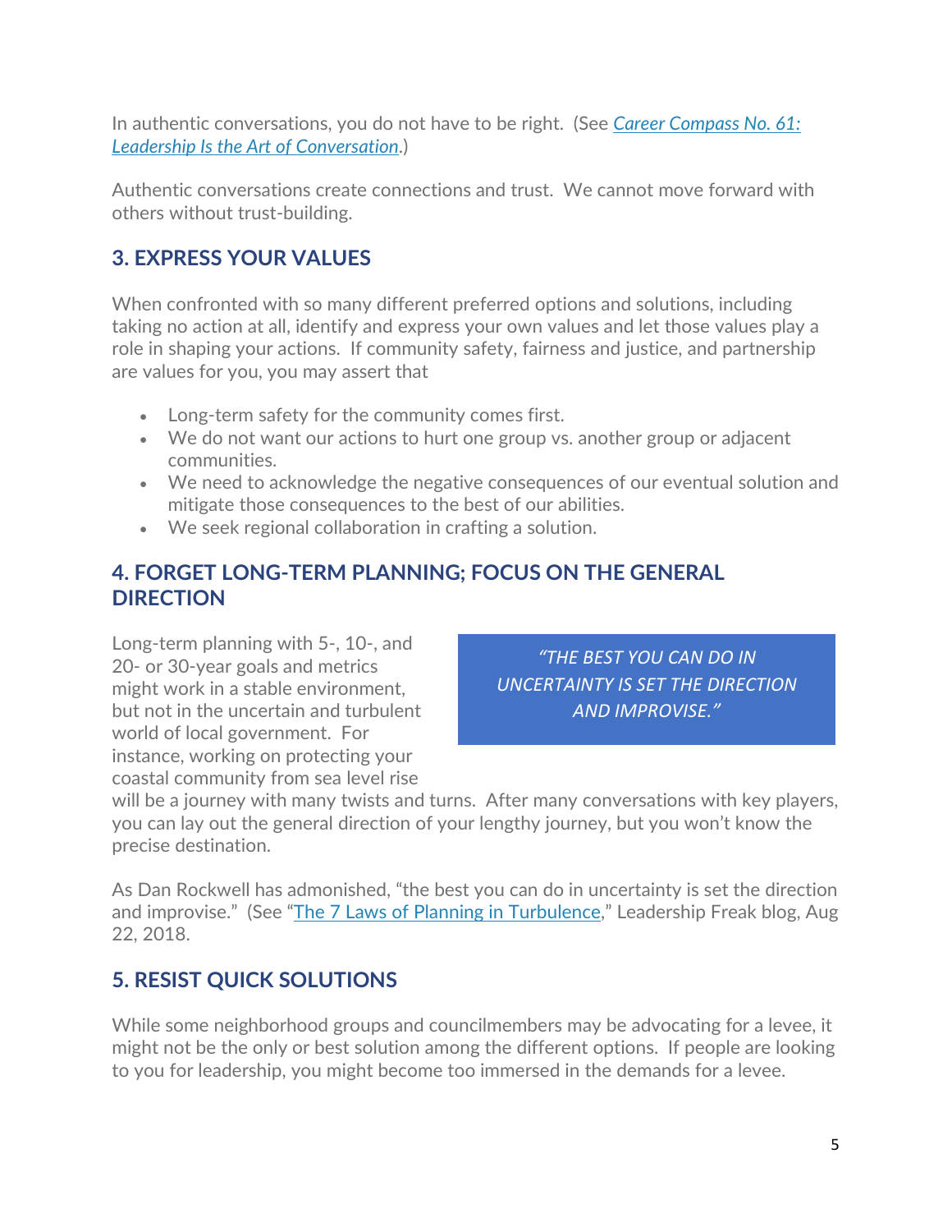In authentic conversations, you do not have to be right. (See *[Career Compass No. 61: Leadership Is the Art of Conversation](#)*.)

Authentic conversations create connections and trust. We cannot move forward with others without trust-building.

## 3. EXPRESS YOUR VALUES

When confronted with so many different preferred options and solutions, including taking no action at all, identify and express your own values and let those values play a role in shaping your actions. If community safety, fairness and justice, and partnership are values for you, you may assert that

- Long-term safety for the community comes first.
- We do not want our actions to hurt one group vs. another group or adjacent communities.
- We need to acknowledge the negative consequences of our eventual solution and mitigate those consequences to the best of our abilities.
- We seek regional collaboration in crafting a solution.

## 4. FORGET LONG-TERM PLANNING; FOCUS ON THE GENERAL DIRECTION

> *"THE BEST YOU CAN DO IN UNCERTAINTY IS SET THE DIRECTION AND IMPROVISE."*

Long-term planning with 5-, 10-, and 20- or 30-year goals and metrics might work in a stable environment, but not in the uncertain and turbulent world of local government. For instance, working on protecting your coastal community from sea level rise will be a journey with many twists and turns. After many conversations with key players, you can lay out the general direction of your lengthy journey, but you won't know the precise destination.

As Dan Rockwell has admonished, "the best you can do in uncertainty is set the direction and improvise." (See "[The 7 Laws of Planning in Turbulence](#)," Leadership Freak blog, Aug 22, 2018.

## 5. RESIST QUICK SOLUTIONS

While some neighborhood groups and councilmembers may be advocating for a levee, it might not be the only or best solution among the different options. If people are looking to you for leadership, you might become too immersed in the demands for a levee.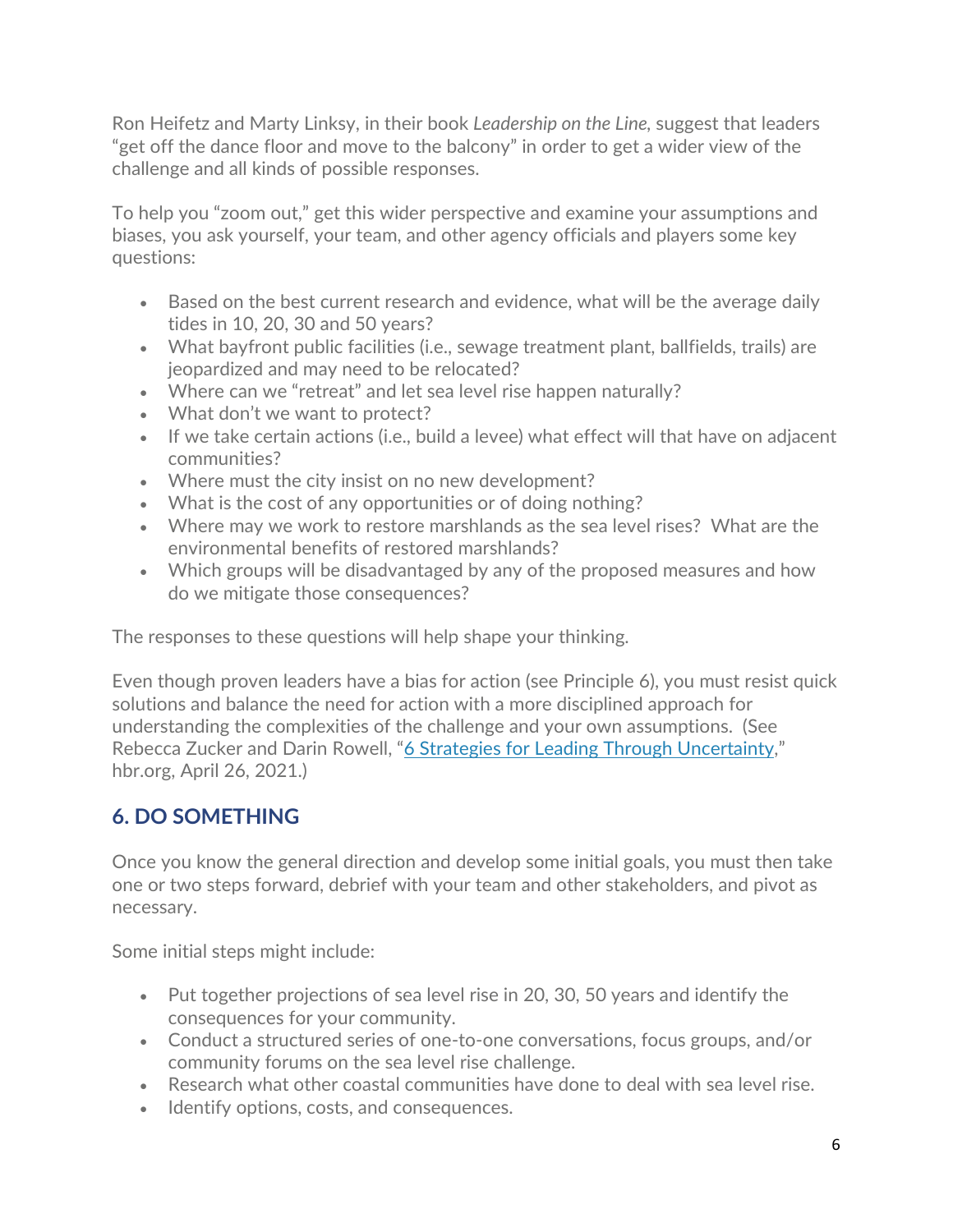Ron Heifetz and Marty Linksy, in their book *Leadership on the Line*, suggest that leaders "get off the dance floor and move to the balcony" in order to get a wider view of the challenge and all kinds of possible responses.

To help you "zoom out," get this wider perspective and examine your assumptions and biases, you ask yourself, your team, and other agency officials and players some key questions:

- Based on the best current research and evidence, what will be the average daily tides in 10, 20, 30 and 50 years?
- What bayfront public facilities (i.e., sewage treatment plant, ballfields, trails) are jeopardized and may need to be relocated?
- Where can we "retreat" and let sea level rise happen naturally?
- What don't we want to protect?
- If we take certain actions (i.e., build a levee) what effect will that have on adjacent communities?
- Where must the city insist on no new development?
- What is the cost of any opportunities or of doing nothing?
- Where may we work to restore marshlands as the sea level rises? What are the environmental benefits of restored marshlands?
- Which groups will be disadvantaged by any of the proposed measures and how do we mitigate those consequences?

The responses to these questions will help shape your thinking.

Even though proven leaders have a bias for action (see Principle 6), you must resist quick solutions and balance the need for action with a more disciplined approach for understanding the complexities of the challenge and your own assumptions. (See Rebecca Zucker and Darin Rowell, "[6 Strategies for Leading Through Uncertainty](https://hbr.org)," hbr.org, April 26, 2021.)

## 6. DO SOMETHING

Once you know the general direction and develop some initial goals, you must then take one or two steps forward, debrief with your team and other stakeholders, and pivot as necessary.

Some initial steps might include:

- Put together projections of sea level rise in 20, 30, 50 years and identify the consequences for your community.
- Conduct a structured series of one-to-one conversations, focus groups, and/or community forums on the sea level rise challenge.
- Research what other coastal communities have done to deal with sea level rise.
- Identify options, costs, and consequences.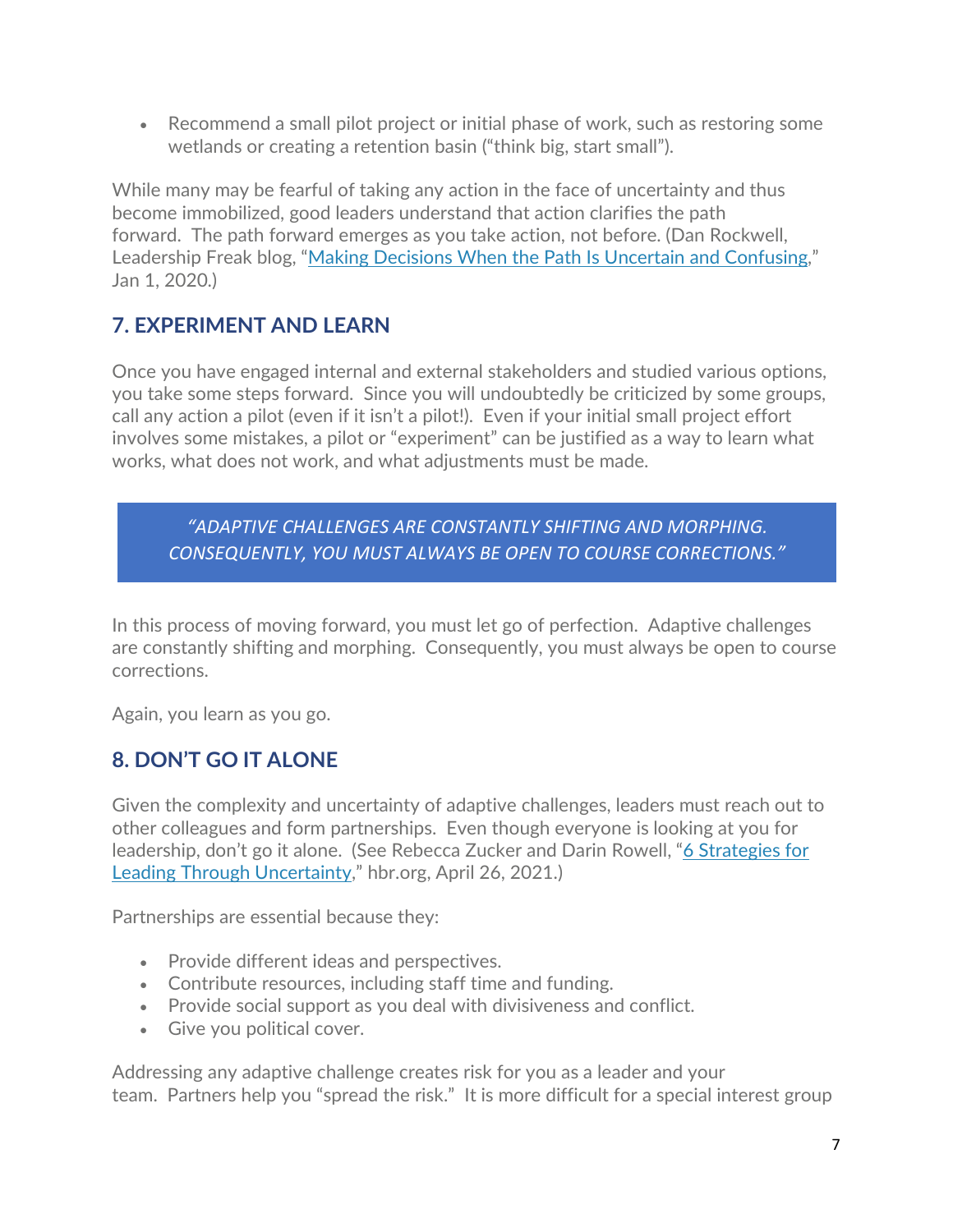- Recommend a small pilot project or initial phase of work, such as restoring some wetlands or creating a retention basin ("think big, start small").

While many may be fearful of taking any action in the face of uncertainty and thus become immobilized, good leaders understand that action clarifies the path forward. The path forward emerges as you take action, not before. (Dan Rockwell, Leadership Freak blog, "[Making Decisions When the Path Is Uncertain and Confusing](#)," Jan 1, 2020.)

## 7. EXPERIMENT AND LEARN

Once you have engaged internal and external stakeholders and studied various options, you take some steps forward. Since you will undoubtedly be criticized by some groups, call any action a pilot (even if it isn't a pilot!). Even if your initial small project effort involves some mistakes, a pilot or "experiment" can be justified as a way to learn what works, what does not work, and what adjustments must be made.

> *"ADAPTIVE CHALLENGES ARE CONSTANTLY SHIFTING AND MORPHING. CONSEQUENTLY, YOU MUST ALWAYS BE OPEN TO COURSE CORRECTIONS."*

In this process of moving forward, you must let go of perfection. Adaptive challenges are constantly shifting and morphing. Consequently, you must always be open to course corrections.

Again, you learn as you go.

## 8. DON'T GO IT ALONE

Given the complexity and uncertainty of adaptive challenges, leaders must reach out to other colleagues and form partnerships. Even though everyone is looking at you for leadership, don't go it alone. (See Rebecca Zucker and Darin Rowell, "[6 Strategies for Leading Through Uncertainty](#)," hbr.org, April 26, 2021.)

Partnerships are essential because they:

- Provide different ideas and perspectives.
- Contribute resources, including staff time and funding.
- Provide social support as you deal with divisiveness and conflict.
- Give you political cover.

Addressing any adaptive challenge creates risk for you as a leader and your team. Partners help you "spread the risk." It is more difficult for a special interest group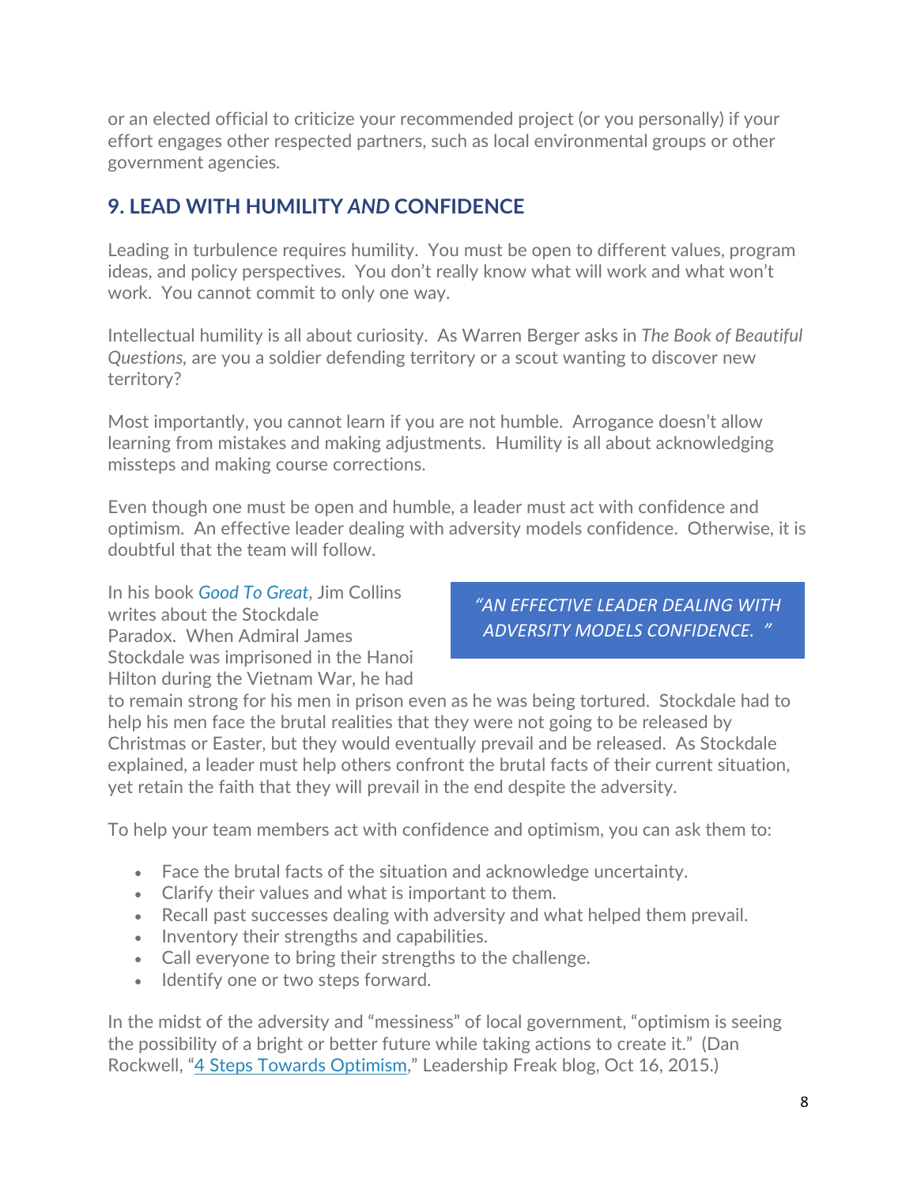or an elected official to criticize your recommended project (or you personally) if your effort engages other respected partners, such as local environmental groups or other government agencies.

## 9. LEAD WITH HUMILITY *AND* CONFIDENCE

Leading in turbulence requires humility. You must be open to different values, program ideas, and policy perspectives. You don't really know what will work and what won't work. You cannot commit to only one way.

Intellectual humility is all about curiosity. As Warren Berger asks in *The Book of Beautiful Questions,* are you a soldier defending territory or a scout wanting to discover new territory?

Most importantly, you cannot learn if you are not humble. Arrogance doesn't allow learning from mistakes and making adjustments. Humility is all about acknowledging missteps and making course corrections.

Even though one must be open and humble, a leader must act with confidence and optimism. An effective leader dealing with adversity models confidence. Otherwise, it is doubtful that the team will follow.

> *"AN EFFECTIVE LEADER DEALING WITH ADVERSITY MODELS CONFIDENCE. "*

In his book *Good To Great*, Jim Collins writes about the Stockdale Paradox. When Admiral James Stockdale was imprisoned in the Hanoi Hilton during the Vietnam War, he had to remain strong for his men in prison even as he was being tortured. Stockdale had to help his men face the brutal realities that they were not going to be released by Christmas or Easter, but they would eventually prevail and be released. As Stockdale explained, a leader must help others confront the brutal facts of their current situation, yet retain the faith that they will prevail in the end despite the adversity.

To help your team members act with confidence and optimism, you can ask them to:

- Face the brutal facts of the situation and acknowledge uncertainty.
- Clarify their values and what is important to them.
- Recall past successes dealing with adversity and what helped them prevail.
- Inventory their strengths and capabilities.
- Call everyone to bring their strengths to the challenge.
- Identify one or two steps forward.

In the midst of the adversity and "messiness" of local government, "optimism is seeing the possibility of a bright or better future while taking actions to create it." (Dan Rockwell, "4 Steps Towards Optimism," Leadership Freak blog, Oct 16, 2015.)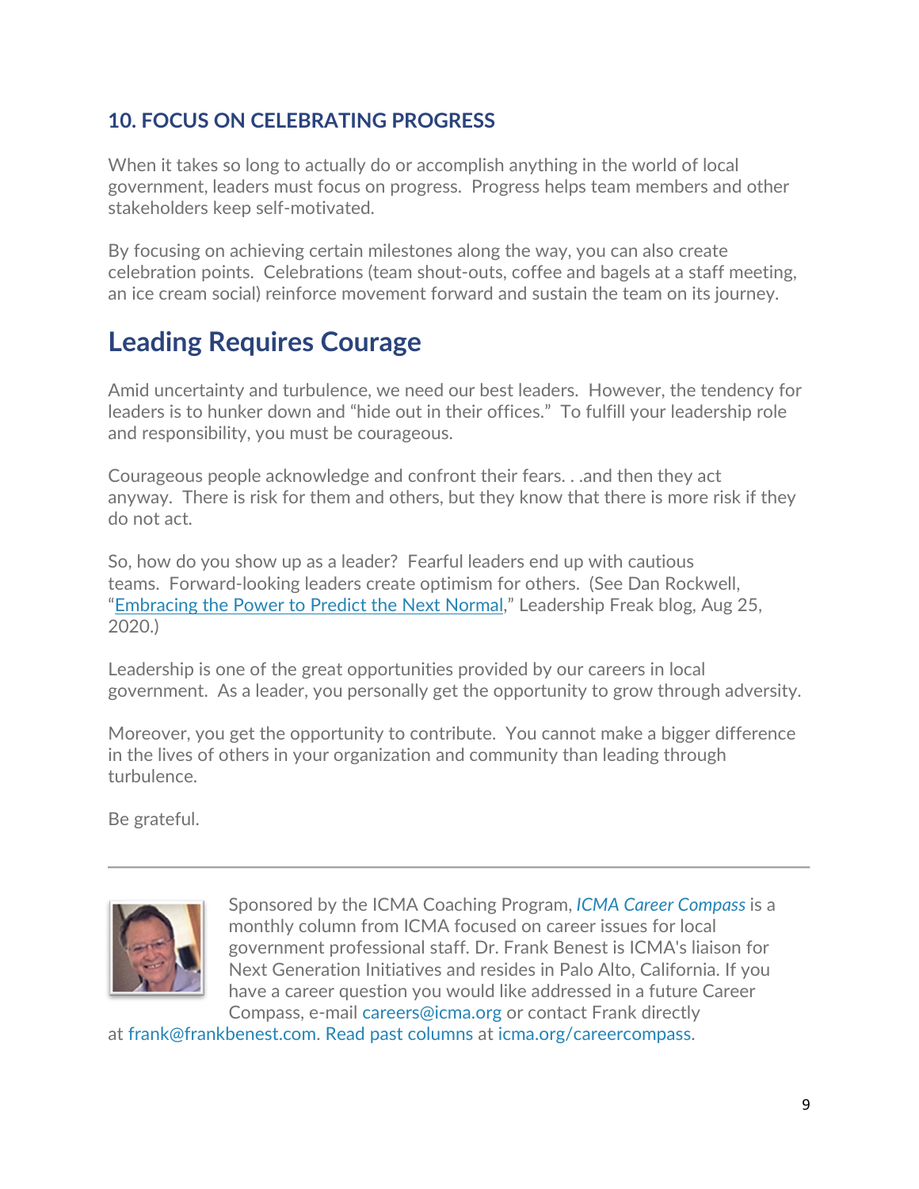### 10. FOCUS ON CELEBRATING PROGRESS

When it takes so long to actually do or accomplish anything in the world of local government, leaders must focus on progress. Progress helps team members and other stakeholders keep self-motivated.

By focusing on achieving certain milestones along the way, you can also create celebration points. Celebrations (team shout-outs, coffee and bagels at a staff meeting, an ice cream social) reinforce movement forward and sustain the team on its journey.

## Leading Requires Courage

Amid uncertainty and turbulence, we need our best leaders. However, the tendency for leaders is to hunker down and "hide out in their offices." To fulfill your leadership role and responsibility, you must be courageous.

Courageous people acknowledge and confront their fears. . .and then they act anyway. There is risk for them and others, but they know that there is more risk if they do not act.

So, how do you show up as a leader? Fearful leaders end up with cautious teams. Forward-looking leaders create optimism for others. (See Dan Rockwell, "Embracing the Power to Predict the Next Normal," Leadership Freak blog, Aug 25, 2020.)

Leadership is one of the great opportunities provided by our careers in local government. As a leader, you personally get the opportunity to grow through adversity.

Moreover, you get the opportunity to contribute. You cannot make a bigger difference in the lives of others in your organization and community than leading through turbulence.

Be grateful.

---

Sponsored by the ICMA Coaching Program, *ICMA Career Compass* is a monthly column from ICMA focused on career issues for local government professional staff. Dr. Frank Benest is ICMA's liaison for Next Generation Initiatives and resides in Palo Alto, California. If you have a career question you would like addressed in a future Career Compass, e-mail careers@icma.org or contact Frank directly at frank@frankbenest.com. Read past columns at icma.org/careercompass.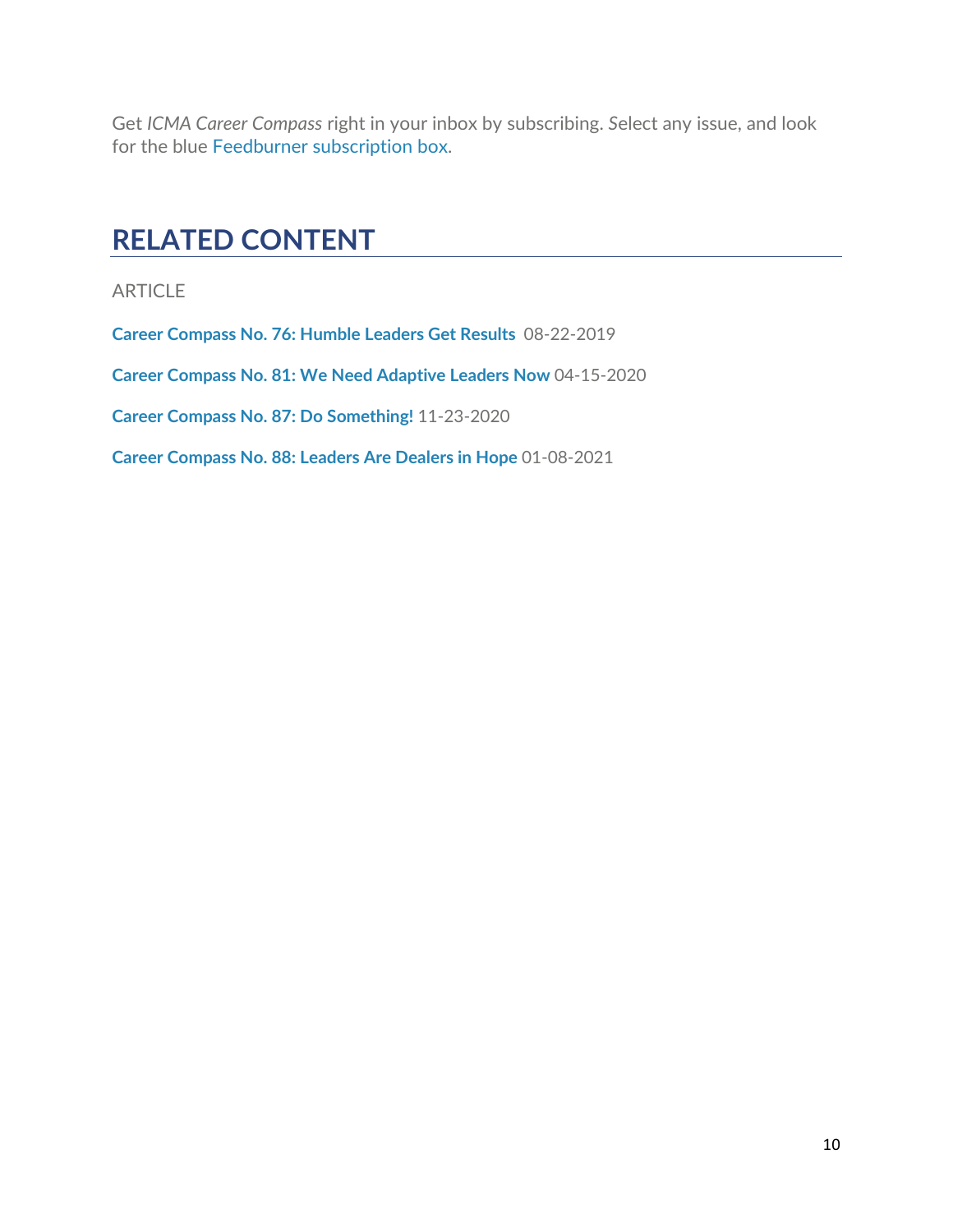Get *ICMA Career Compass* right in your inbox by subscribing. Select any issue, and look for the blue Feedburner subscription box.

## RELATED CONTENT

ARTICLE

**Career Compass No. 76: Humble Leaders Get Results** 08-22-2019

**Career Compass No. 81: We Need Adaptive Leaders Now** 04-15-2020

**Career Compass No. 87: Do Something!** 11-23-2020

**Career Compass No. 88: Leaders Are Dealers in Hope** 01-08-2021